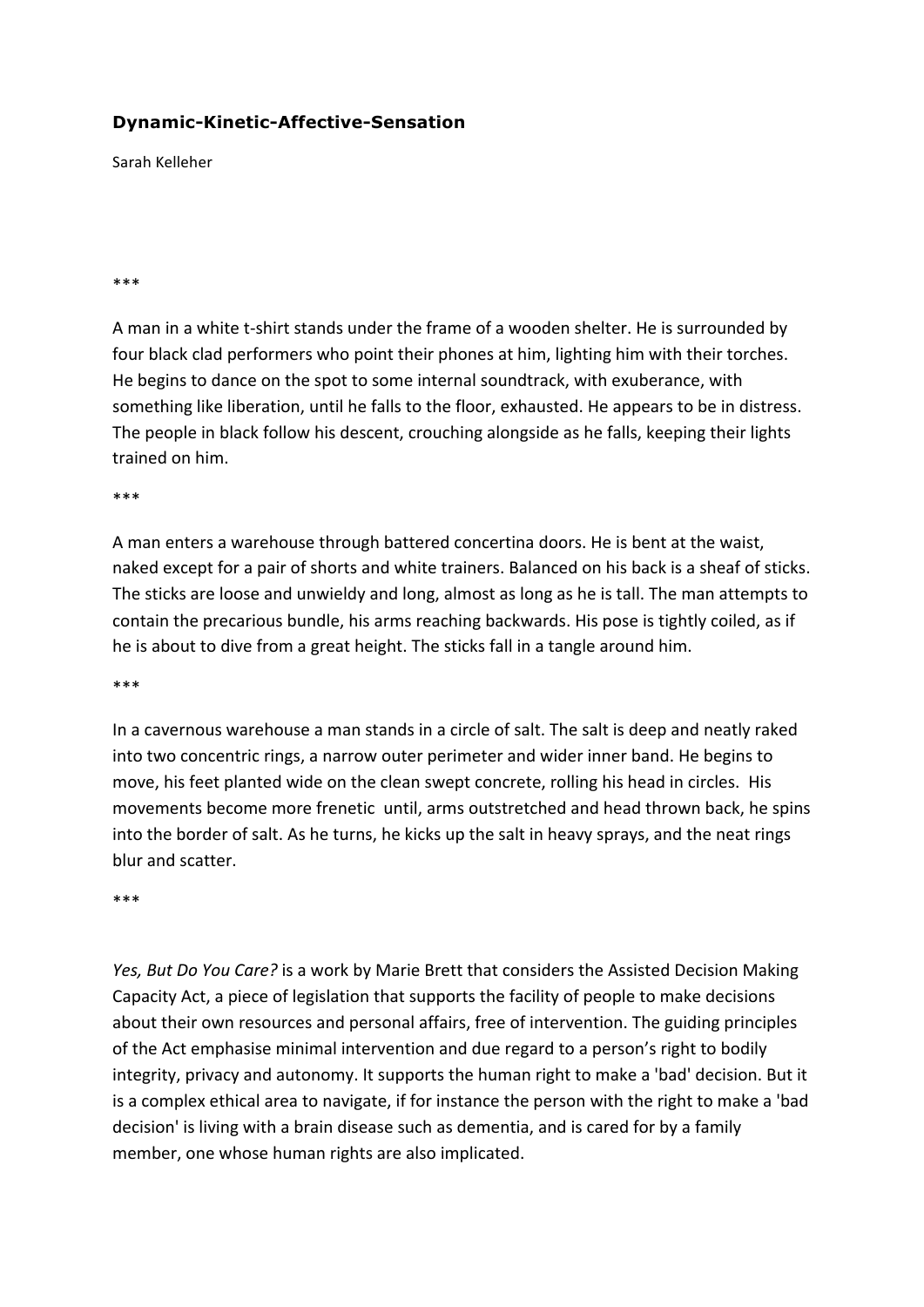# Dynamic-Kinetic-Affective-Sensation

Sarah Kelleher

***

A man in a white t-shirt stands under the frame of a wooden shelter. He is surrounded by four black clad performers who point their phones at him, lighting him with their torches. He begins to dance on the spot to some internal soundtrack, with exuberance, with something like liberation, until he falls to the floor, exhausted. He appears to be in distress. The people in black follow his descent, crouching alongside as he falls, keeping their lights trained on him.

***

A man enters a warehouse through battered concertina doors. He is bent at the waist, naked except for a pair of shorts and white trainers. Balanced on his back is a sheaf of sticks. The sticks are loose and unwieldy and long, almost as long as he is tall. The man attempts to contain the precarious bundle, his arms reaching backwards. His pose is tightly coiled, as if he is about to dive from a great height. The sticks fall in a tangle around him.

***

In a cavernous warehouse a man stands in a circle of salt. The salt is deep and neatly raked into two concentric rings, a narrow outer perimeter and wider inner band. He begins to move, his feet planted wide on the clean swept concrete, rolling his head in circles. His movements become more frenetic until, arms outstretched and head thrown back, he spins into the border of salt. As he turns, he kicks up the salt in heavy sprays, and the neat rings blur and scatter.

***

*Yes, But Do You Care?* is a work by Marie Brett that considers the Assisted Decision Making Capacity Act, a piece of legislation that supports the facility of people to make decisions about their own resources and personal affairs, free of intervention. The guiding principles of the Act emphasise minimal intervention and due regard to a person's right to bodily integrity, privacy and autonomy. It supports the human right to make a 'bad' decision. But it is a complex ethical area to navigate, if for instance the person with the right to make a 'bad decision' is living with a brain disease such as dementia, and is cared for by a family member, one whose human rights are also implicated.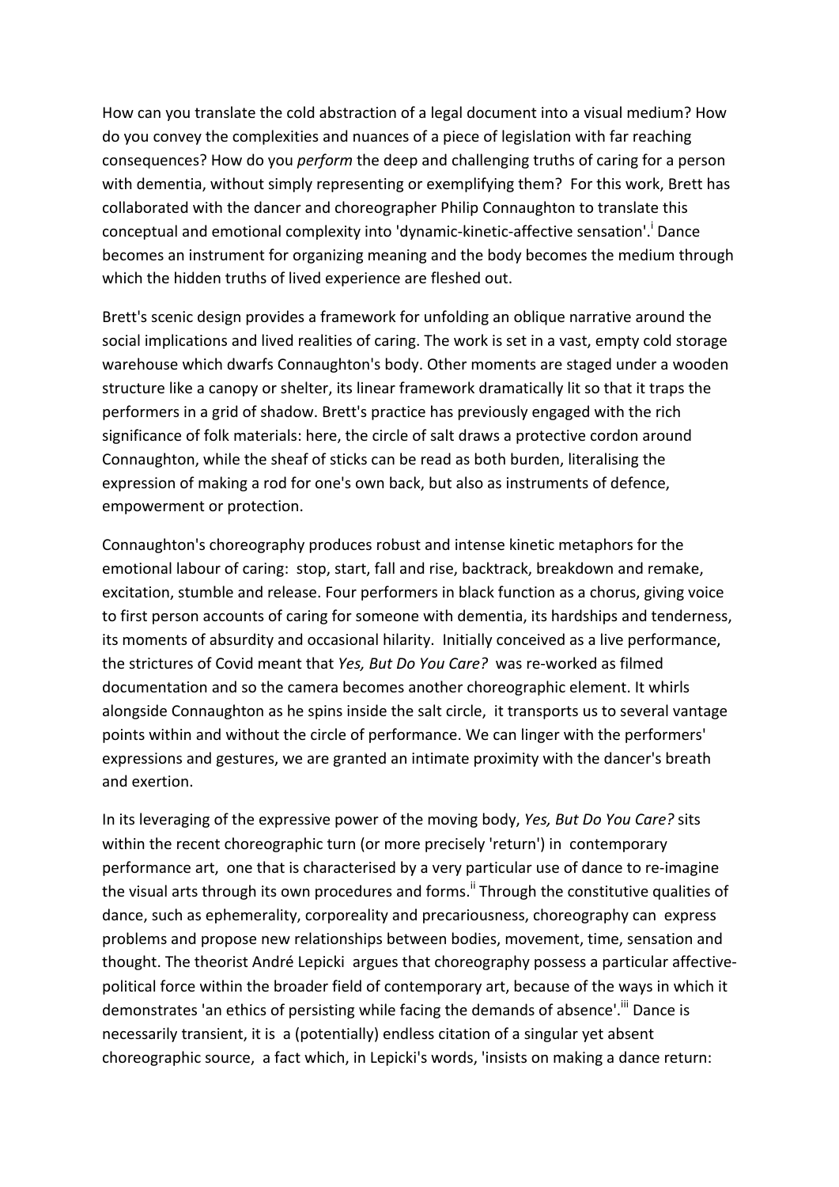How can you translate the cold abstraction of a legal document into a visual medium? How do you convey the complexities and nuances of a piece of legislation with far reaching consequences? How do you *perform* the deep and challenging truths of caring for a person with dementia, without simply representing or exemplifying them? For this work, Brett has collaborated with the dancer and choreographer Philip Connaughton to translate this conceptual and emotional complexity into 'dynamic-kinetic-affective sensation'.[i] Dance becomes an instrument for organizing meaning and the body becomes the medium through which the hidden truths of lived experience are fleshed out.

Brett's scenic design provides a framework for unfolding an oblique narrative around the social implications and lived realities of caring. The work is set in a vast, empty cold storage warehouse which dwarfs Connaughton's body. Other moments are staged under a wooden structure like a canopy or shelter, its linear framework dramatically lit so that it traps the performers in a grid of shadow. Brett's practice has previously engaged with the rich significance of folk materials: here, the circle of salt draws a protective cordon around Connaughton, while the sheaf of sticks can be read as both burden, literalising the expression of making a rod for one's own back, but also as instruments of defence, empowerment or protection.

Connaughton's choreography produces robust and intense kinetic metaphors for the emotional labour of caring: stop, start, fall and rise, backtrack, breakdown and remake, excitation, stumble and release. Four performers in black function as a chorus, giving voice to first person accounts of caring for someone with dementia, its hardships and tenderness, its moments of absurdity and occasional hilarity. Initially conceived as a live performance, the strictures of Covid meant that *Yes, But Do You Care?* was re-worked as filmed documentation and so the camera becomes another choreographic element. It whirls alongside Connaughton as he spins inside the salt circle, it transports us to several vantage points within and without the circle of performance. We can linger with the performers' expressions and gestures, we are granted an intimate proximity with the dancer's breath and exertion.

In its leveraging of the expressive power of the moving body, *Yes, But Do You Care?* sits within the recent choreographic turn (or more precisely 'return') in contemporary performance art, one that is characterised by a very particular use of dance to re-imagine the visual arts through its own procedures and forms.[ii] Through the constitutive qualities of dance, such as ephemerality, corporeality and precariousness, choreography can express problems and propose new relationships between bodies, movement, time, sensation and thought. The theorist André Lepicki argues that choreography possess a particular affective-political force within the broader field of contemporary art, because of the ways in which it demonstrates 'an ethics of persisting while facing the demands of absence'.[iii] Dance is necessarily transient, it is a (potentially) endless citation of a singular yet absent choreographic source, a fact which, in Lepicki's words, 'insists on making a dance return: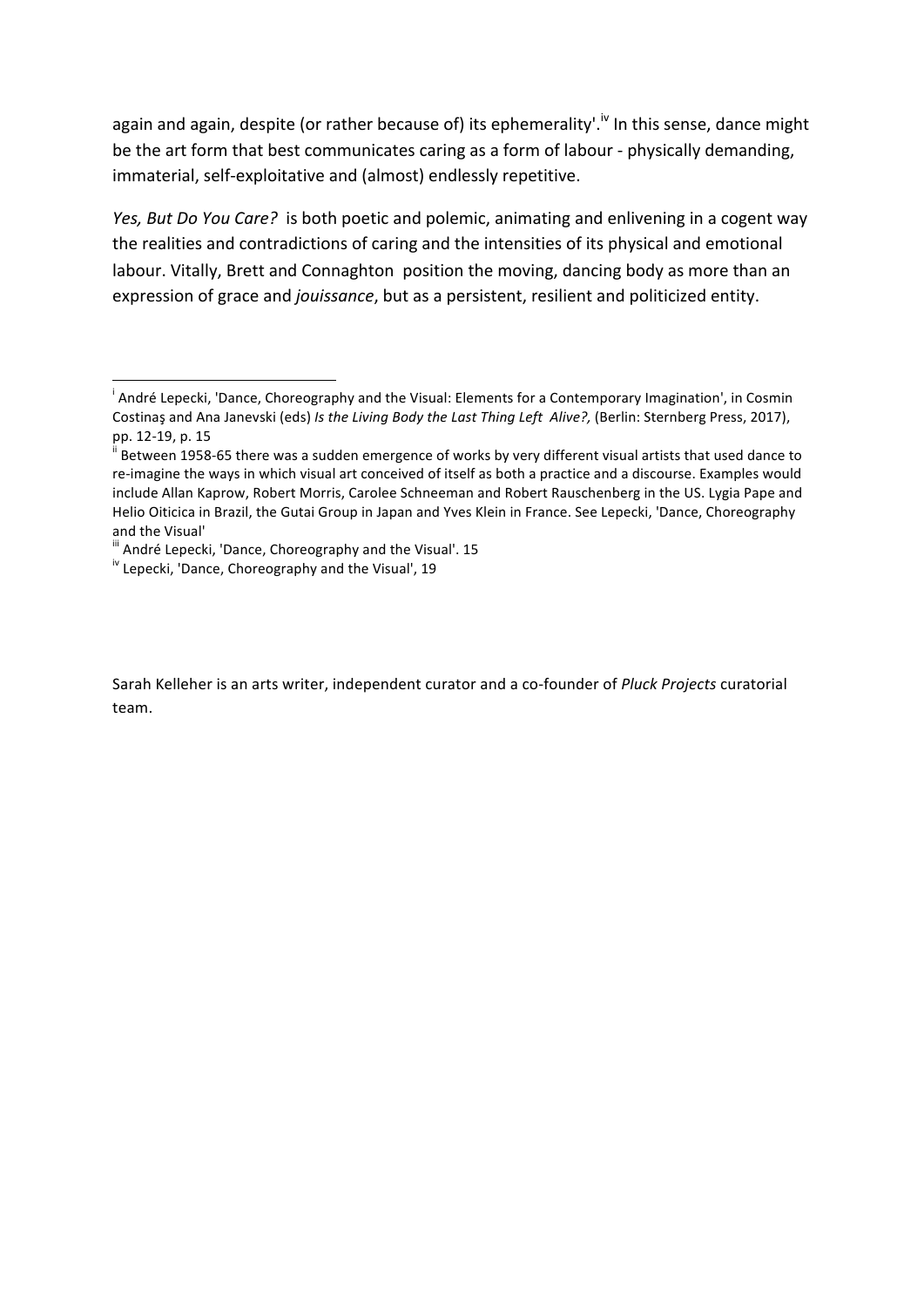again and again, despite (or rather because of) its ephemerality'.[iv] In this sense, dance might be the art form that best communicates caring as a form of labour - physically demanding, immaterial, self-exploitative and (almost) endlessly repetitive.

*Yes, But Do You Care?* is both poetic and polemic, animating and enlivening in a cogent way the realities and contradictions of caring and the intensities of its physical and emotional labour. Vitally, Brett and Connaghton position the moving, dancing body as more than an expression of grace and *jouissance*, but as a persistent, resilient and politicized entity.

---

[i] André Lepecki, 'Dance, Choreography and the Visual: Elements for a Contemporary Imagination', in Cosmin Costinaş and Ana Janevski (eds) *Is the Living Body the Last Thing Left Alive?,* (Berlin: Sternberg Press, 2017), pp. 12-19, p. 15

[ii] Between 1958-65 there was a sudden emergence of works by very different visual artists that used dance to re-imagine the ways in which visual art conceived of itself as both a practice and a discourse. Examples would include Allan Kaprow, Robert Morris, Carolee Schneeman and Robert Rauschenberg in the US. Lygia Pape and Helio Oiticica in Brazil, the Gutai Group in Japan and Yves Klein in France. See Lepecki, 'Dance, Choreography and the Visual'

[iii] André Lepecki, 'Dance, Choreography and the Visual'. 15

[iv] Lepecki, 'Dance, Choreography and the Visual', 19

Sarah Kelleher is an arts writer, independent curator and a co-founder of *Pluck Projects* curatorial team.